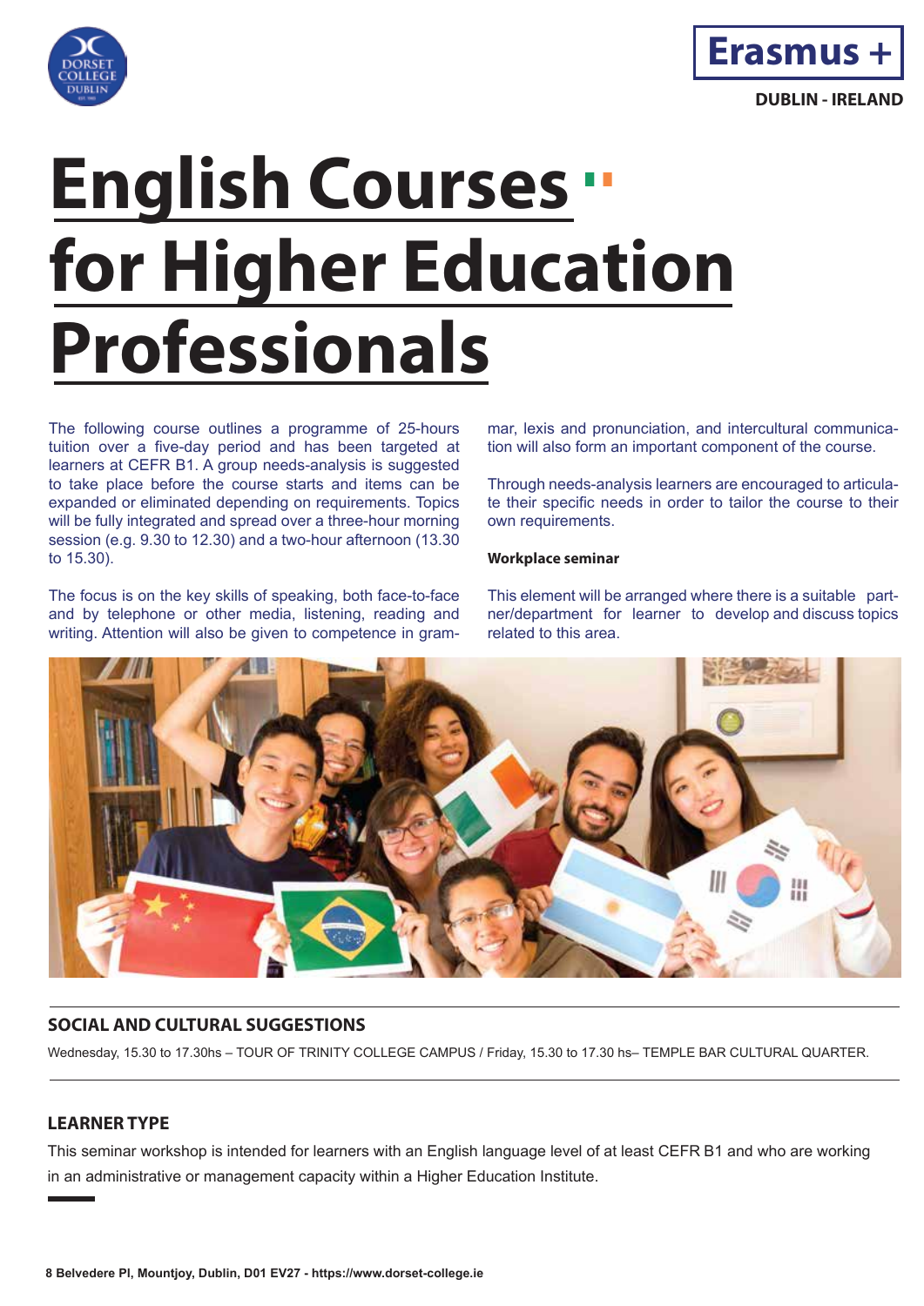Erasmus +

DUBLIN - IRELAND

# English Courses for Higher Education Professionals

The following course outlines a programme of 25-hours tuition over a five-day period and has been targeted at learners at CEFR B1. A group needs-analysis is suggested to take place before the course starts and items can be expanded or eliminated depending on requirements. Topics will be fully integrated and spread over a three-hour morning session (e.g. 9.30 to 12.30) and a two-hour afternoon (13.30 to 15.30).

The focus is on the key skills of speaking, both face-to-face and by telephone or other media, listening, reading and writing. Attention will also be given to competence in grammar, lexis and pronunciation, and intercultural communication will also form an important component of the course.

Through needs-analysis learners are encouraged to articulate their specific needs in order to tailor the course to their own requirements.

**Workplace seminar**

This element will be arranged where there is a suitable partner/department for learner to develop and discuss topics related to this area.

## SOCIAL AND CULTURAL SUGGESTIONS

Wednesday, 15.30 to 17.30hs – TOUR OF TRINITY COLLEGE CAMPUS / Friday, 15.30 to 17.30 hs– TEMPLE BAR CULTURAL QUARTER.

## LEARNER TYPE

This seminar workshop is intended for learners with an English language level of at least CEFR B1 and who are working in an administrative or management capacity within a Higher Education Institute.

8 Belvedere Pl, Mountjoy, Dublin, D01 EV27 - https://www.dorset-college.ie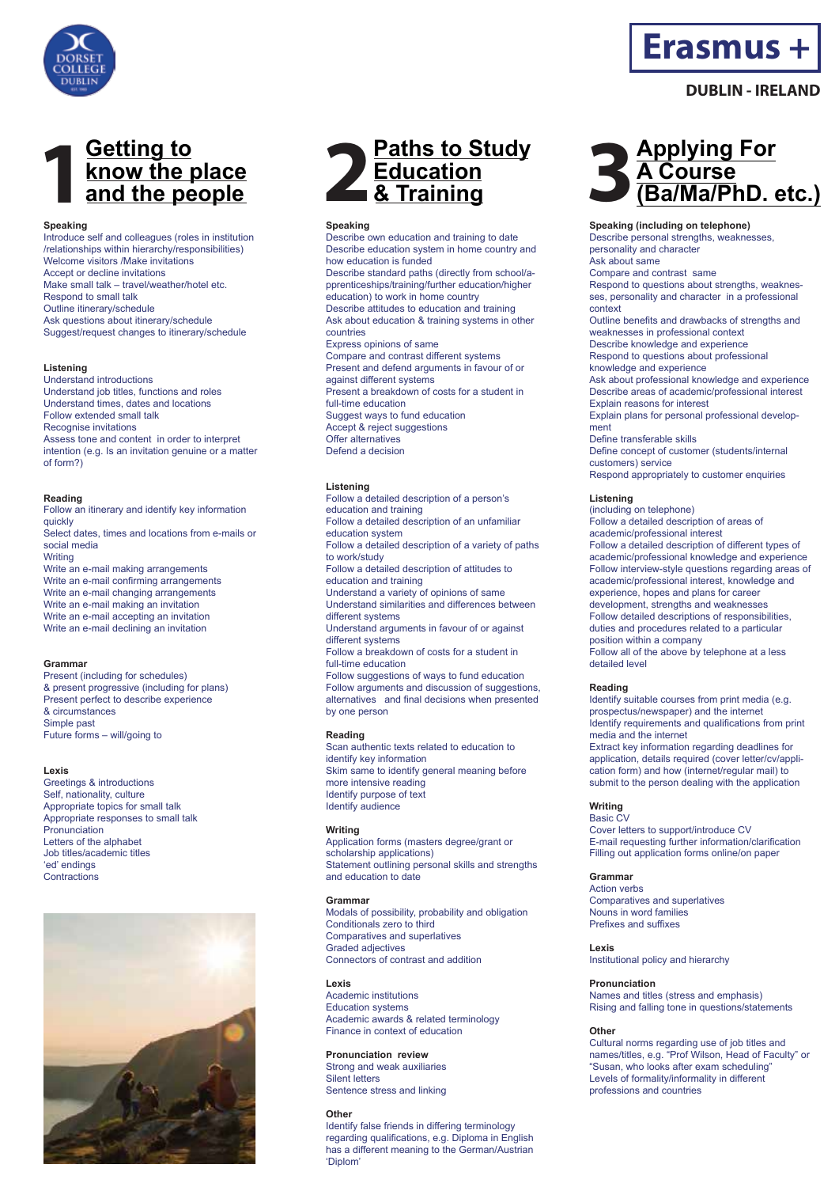Erasmus +

DUBLIN - IRELAND

# 1 Getting to know the place and the people

**Speaking**

Introduce self and colleagues (roles in institution /relationships within hierarchy/responsibilities)
Welcome visitors /Make invitations
Accept or decline invitations
Make small talk – travel/weather/hotel etc.
Respond to small talk
Outline itinerary/schedule
Ask questions about itinerary/schedule
Suggest/request changes to itinerary/schedule

**Listening**

Understand introductions
Understand job titles, functions and roles
Understand times, dates and locations
Follow extended small talk
Recognise invitations
Assess tone and content in order to interpret intention (e.g. Is an invitation genuine or a matter of form?)

**Reading**

Follow an itinerary and identify key information quickly
Select dates, times and locations from e-mails or social media

**Writing**

Write an e-mail making arrangements
Write an e-mail confirming arrangements
Write an e-mail changing arrangements
Write an e-mail making an invitation
Write an e-mail accepting an invitation
Write an e-mail declining an invitation

**Grammar**

Present (including for schedules)
& present progressive (including for plans)
Present perfect to describe experience
& circumstances
Simple past
Future forms – will/going to

**Lexis**

Greetings & introductions
Self, nationality, culture
Appropriate topics for small talk
Appropriate responses to small talk
Pronunciation
Letters of the alphabet
Job titles/academic titles
'ed' endings
Contractions

# 2 Paths to Study Education & Training

**Speaking**

Describe own education and training to date
Describe education system in home country and how education is funded
Describe standard paths (directly from school/apprenticeships/training/further education/higher education) to work in home country
Describe attitudes to education and training
Ask about education & training systems in other countries
Express opinions of same
Compare and contrast different systems
Present and defend arguments in favour of or against different systems
Present a breakdown of costs for a student in full-time education
Suggest ways to fund education
Accept & reject suggestions
Offer alternatives
Defend a decision

**Listening**

Follow a detailed description of a person's education and training
Follow a detailed description of an unfamiliar education system
Follow a detailed description of a variety of paths to work/study
Follow a detailed description of attitudes to education and training
Understand a variety of opinions of same
Understand similarities and differences between different systems
Understand arguments in favour of or against different systems
Follow a breakdown of costs for a student in full-time education
Follow suggestions of ways to fund education
Follow arguments and discussion of suggestions, alternatives and final decisions when presented by one person

**Reading**

Scan authentic texts related to education to identify key information
Skim same to identify general meaning before more intensive reading
Identify purpose of text
Identify audience

**Writing**

Application forms (masters degree/grant or scholarship applications)
Statement outlining personal skills and strengths and education to date

**Grammar**

Modals of possibility, probability and obligation
Conditionals zero to third
Comparatives and superlatives
Graded adjectives
Connectors of contrast and addition

**Lexis**

Academic institutions
Education systems
Academic awards & related terminology
Finance in context of education

**Pronunciation review**

Strong and weak auxiliaries
Silent letters
Sentence stress and linking

**Other**

Identify false friends in differing terminology regarding qualifications, e.g. Diploma in English has a different meaning to the German/Austrian 'Diplom'

# 3 Applying For A Course (Ba/Ma/PhD. etc.)

**Speaking (including on telephone)**

Describe personal strengths, weaknesses, personality and character
Ask about same
Compare and contrast same
Respond to questions about strengths, weaknesses, personality and character in a professional context
Outline benefits and drawbacks of strengths and weaknesses in professional context
Describe knowledge and experience
Respond to questions about professional knowledge and experience
Ask about professional knowledge and experience
Describe areas of academic/professional interest
Explain reasons for interest
Explain plans for personal professional development
Define transferable skills
Define concept of customer (students/internal customers) service
Respond appropriately to customer enquiries

**Listening**

(including on telephone)
Follow a detailed description of areas of academic/professional interest
Follow a detailed description of different types of academic/professional knowledge and experience
Follow interview-style questions regarding areas of academic/professional interest, knowledge and experience, hopes and plans for career development, strengths and weaknesses
Follow detailed descriptions of responsibilities, duties and procedures related to a particular position within a company
Follow all of the above by telephone at a less detailed level

**Reading**

Identify suitable courses from print media (e.g. prospectus/newspaper) and the internet
Identify requirements and qualifications from print media and the internet
Extract key information regarding deadlines for application, details required (cover letter/cv/application form) and how (internet/regular mail) to submit to the person dealing with the application

**Writing**

Basic CV
Cover letters to support/introduce CV
E-mail requesting further information/clarification
Filling out application forms online/on paper

**Grammar**

Action verbs
Comparatives and superlatives
Nouns in word families
Prefixes and suffixes

**Lexis**

Institutional policy and hierarchy

**Pronunciation**

Names and titles (stress and emphasis)
Rising and falling tone in questions/statements

**Other**

Cultural norms regarding use of job titles and names/titles, e.g. "Prof Wilson, Head of Faculty" or "Susan, who looks after exam scheduling"
Levels of formality/informality in different professions and countries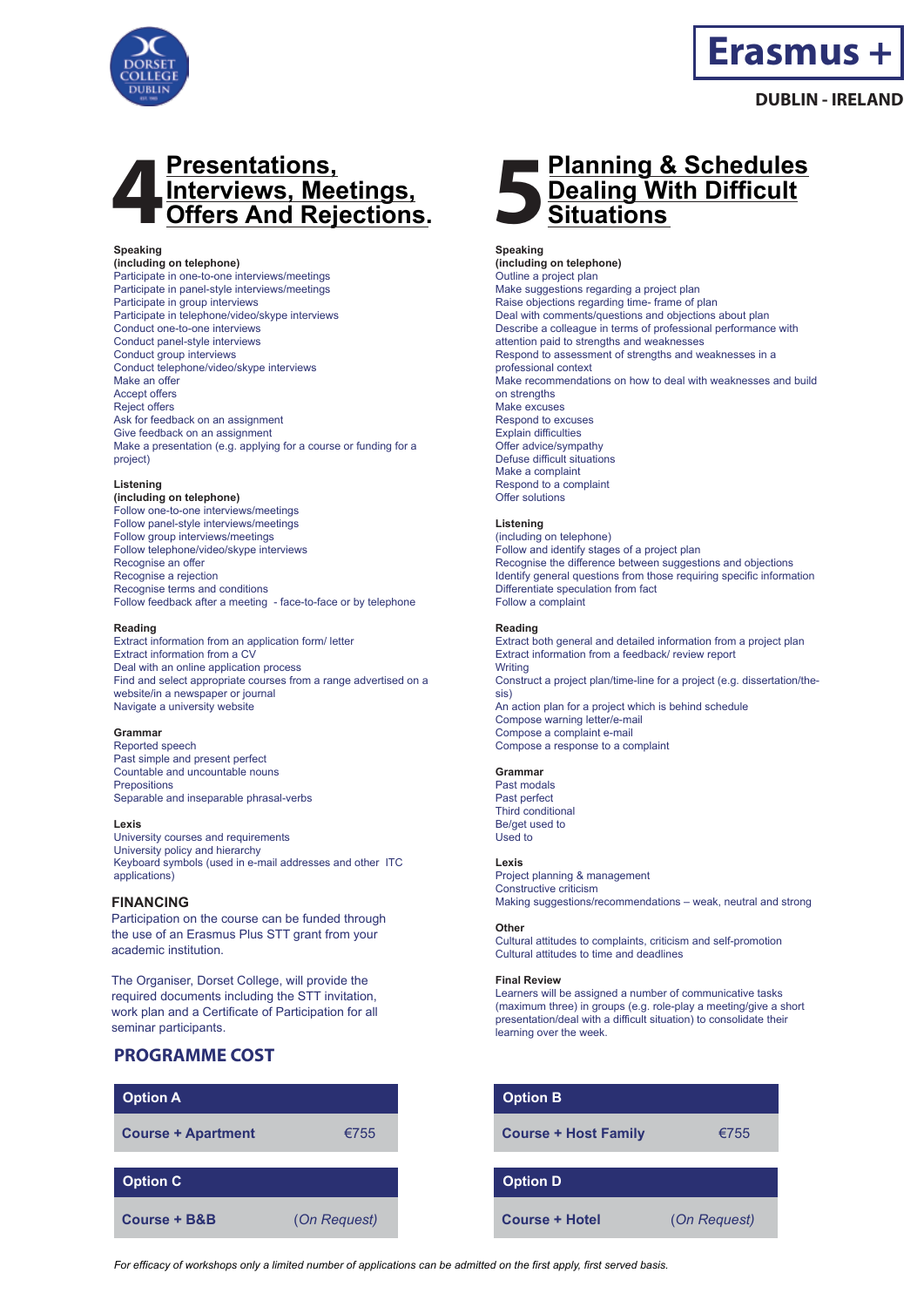Erasmus +

DUBLIN - IRELAND

# 4 Presentations, Interviews, Meetings, Offers And Rejections.

**Speaking**
**(including on telephone)**
Participate in one-to-one interviews/meetings
Participate in panel-style interviews/meetings
Participate in group interviews
Participate in telephone/video/skype interviews
Conduct one-to-one interviews
Conduct panel-style interviews
Conduct group interviews
Conduct telephone/video/skype interviews
Make an offer
Accept offers
Reject offers
Ask for feedback on an assignment
Give feedback on an assignment
Make a presentation (e.g. applying for a course or funding for a project)

**Listening**
**(including on telephone)**
Follow one-to-one interviews/meetings
Follow panel-style interviews/meetings
Follow group interviews/meetings
Follow telephone/video/skype interviews
Recognise an offer
Recognise a rejection
Recognise terms and conditions
Follow feedback after a meeting - face-to-face or by telephone

**Reading**
Extract information from an application form/ letter
Extract information from a CV
Deal with an online application process
Find and select appropriate courses from a range advertised on a website/in a newspaper or journal
Navigate a university website

**Grammar**
Reported speech
Past simple and present perfect
Countable and uncountable nouns
Prepositions
Separable and inseparable phrasal-verbs

**Lexis**
University courses and requirements
University policy and hierarchy
Keyboard symbols (used in e-mail addresses and other ITC applications)

## FINANCING

Participation on the course can be funded through the use of an Erasmus Plus STT grant from your academic institution.

The Organiser, Dorset College, will provide the required documents including the STT invitation, work plan and a Certificate of Participation for all seminar participants.

# 5 Planning & Schedules Dealing With Difficult Situations

**Speaking**
**(including on telephone)**
Outline a project plan
Make suggestions regarding a project plan
Raise objections regarding time- frame of plan
Deal with comments/questions and objections about plan
Describe a colleague in terms of professional performance with attention paid to strengths and weaknesses
Respond to assessment of strengths and weaknesses in a professional context
Make recommendations on how to deal with weaknesses and build on strengths
Make excuses
Respond to excuses
Explain difficulties
Offer advice/sympathy
Defuse difficult situations
Make a complaint
Respond to a complaint
Offer solutions

**Listening**
(including on telephone)
Follow and identify stages of a project plan
Recognise the difference between suggestions and objections
Identify general questions from those requiring specific information
Differentiate speculation from fact
Follow a complaint

**Reading**
Extract both general and detailed information from a project plan
Extract information from a feedback/ review report
Writing
Construct a project plan/time-line for a project (e.g. dissertation/thesis)
An action plan for a project which is behind schedule
Compose warning letter/e-mail
Compose a complaint e-mail
Compose a response to a complaint

**Grammar**
Past modals
Past perfect
Third conditional
Be/get used to
Used to

**Lexis**
Project planning & management
Constructive criticism
Making suggestions/recommendations – weak, neutral and strong

**Other**
Cultural attitudes to complaints, criticism and self-promotion
Cultural attitudes to time and deadlines

**Final Review**
Learners will be assigned a number of communicative tasks (maximum three) in groups (e.g. role-play a meeting/give a short presentation/deal with a difficult situation) to consolidate their learning over the week.

## PROGRAMME COST

| Option | Description | Price |
|---|---|---|
| Option A | Course + Apartment | €755 |
| Option B | Course + Host Family | €755 |
| Option C | Course + B&B | (*On Request*) |
| Option D | Course + Hotel | (*On Request*) |

*For efficacy of workshops only a limited number of applications can be admitted on the first apply, first served basis.*